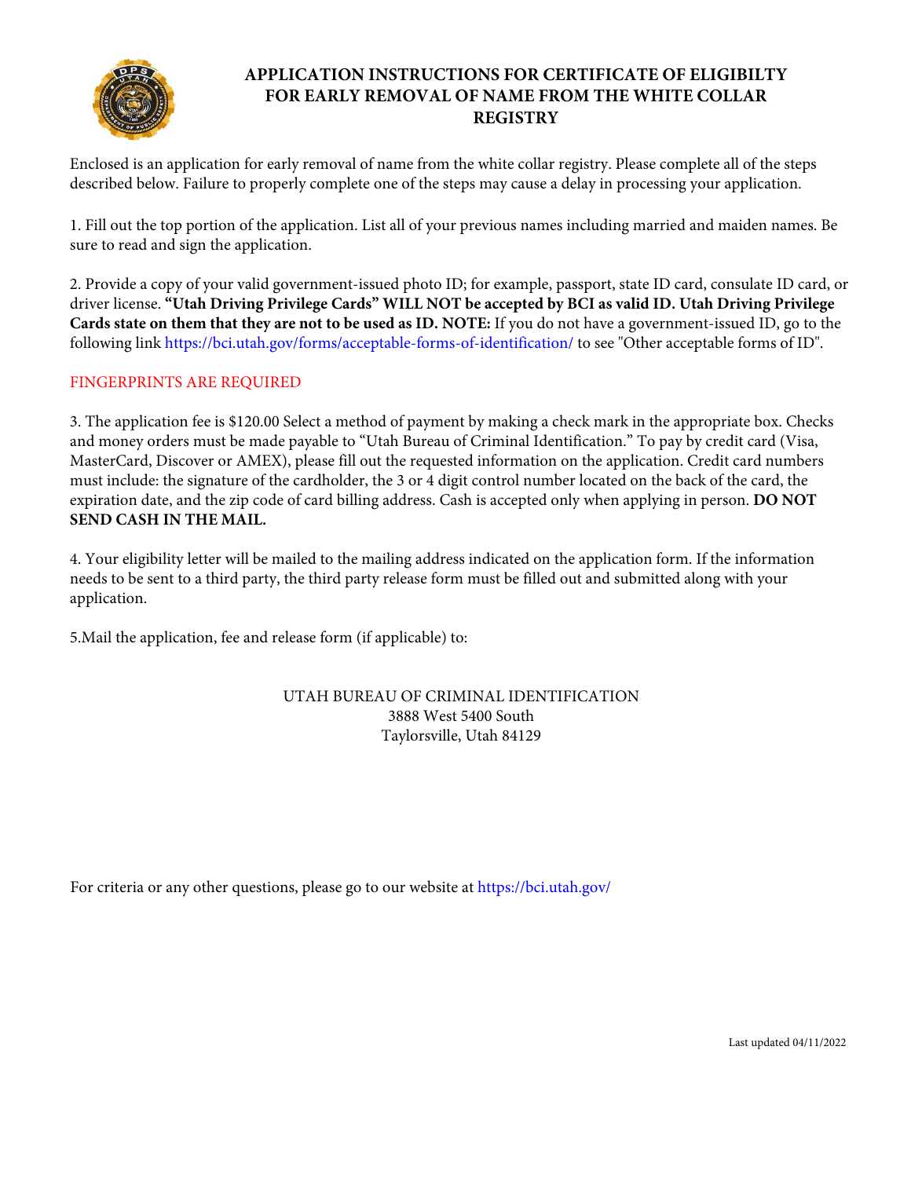# APPLICATION INSTRUCTIONS FOR CERTIFICATE OF ELIGIBILTY FOR EARLY REMOVAL OF NAME FROM THE WHITE COLLAR REGISTRY

Enclosed is an application for early removal of name from the white collar registry. Please complete all of the steps described below. Failure to properly complete one of the steps may cause a delay in processing your application.

1. Fill out the top portion of the application. List all of your previous names including married and maiden names. Be sure to read and sign the application.

2. Provide a copy of your valid government-issued photo ID; for example, passport, state ID card, consulate ID card, or driver license. **"Utah Driving Privilege Cards" WILL NOT be accepted by BCI as valid ID. Utah Driving Privilege Cards state on them that they are not to be used as ID. NOTE:** If you do not have a government-issued ID, go to the following link https://bci.utah.gov/forms/acceptable-forms-of-identification/ to see "Other acceptable forms of ID".

FINGERPRINTS ARE REQUIRED

3. The application fee is $120.00 Select a method of payment by making a check mark in the appropriate box. Checks and money orders must be made payable to "Utah Bureau of Criminal Identification." To pay by credit card (Visa, MasterCard, Discover or AMEX), please fill out the requested information on the application. Credit card numbers must include: the signature of the cardholder, the 3 or 4 digit control number located on the back of the card, the expiration date, and the zip code of card billing address. Cash is accepted only when applying in person. **DO NOT SEND CASH IN THE MAIL.**

4. Your eligibility letter will be mailed to the mailing address indicated on the application form. If the information needs to be sent to a third party, the third party release form must be filled out and submitted along with your application.

5.Mail the application, fee and release form (if applicable) to:

UTAH BUREAU OF CRIMINAL IDENTIFICATION
3888 West 5400 South
Taylorsville, Utah 84129

For criteria or any other questions, please go to our website at https://bci.utah.gov/

Last updated 04/11/2022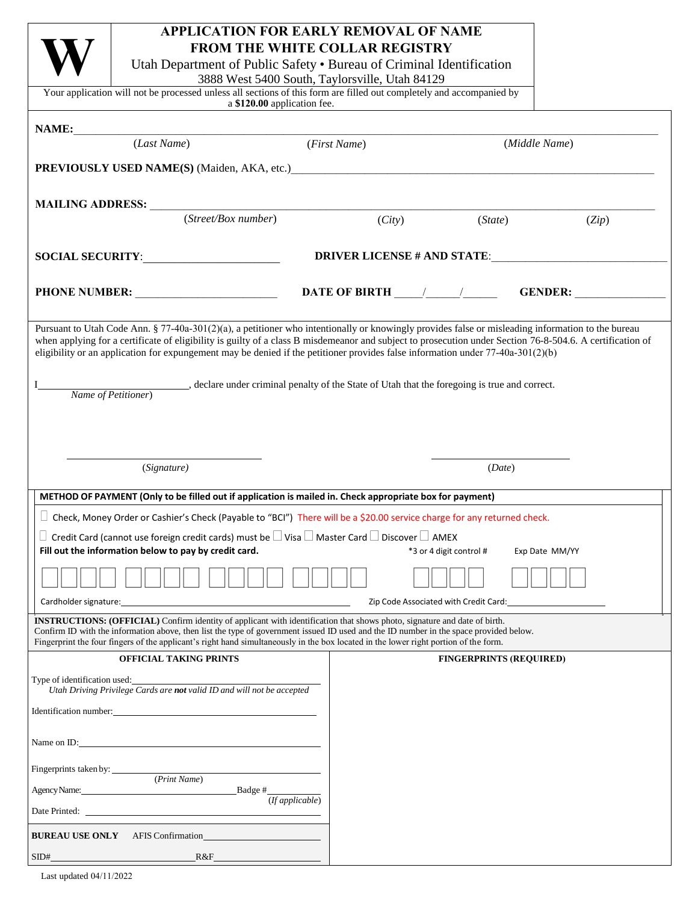# APPLICATION FOR EARLY REMOVAL OF NAME FROM THE WHITE COLLAR REGISTRY

Utah Department of Public Safety • Bureau of Criminal Identification
3888 West 5400 South, Taylorsville, Utah 84129

Your application will not be processed unless all sections of this form are filled out completely and accompanied by a **$120.00** application fee.

**NAME:** ________________________________________________
(*Last Name*) (*First Name*) (*Middle Name*)

**PREVIOUSLY USED NAME(S)** (Maiden, AKA, etc.)________________________________

**MAILING ADDRESS:** ________________________________________________
(*Street/Box number*) (*City*) (*State*) (*Zip*)

**SOCIAL SECURITY**:______________________ **DRIVER LICENSE # AND STATE**:______________________

**PHONE NUMBER:** ______________________ **DATE OF BIRTH** ____/____/____ **GENDER:** ______________

Pursuant to Utah Code Ann. § 77-40a-301(2)(a), a petitioner who intentionally or knowingly provides false or misleading information to the bureau when applying for a certificate of eligibility is guilty of a class B misdemeanor and subject to prosecution under Section 76-8-504.6. A certification of eligibility or an application for expungement may be denied if the petitioner provides false information under 77-40a-301(2)(b)

I__________________________, declare under criminal penalty of the State of Utah that the foregoing is true and correct.
*Name of Petitioner*)

______________________________ ______________________
(*Signature*) (*Date*)

**METHOD OF PAYMENT (Only to be filled out if application is mailed in. Check appropriate box for payment)**

☐ Check, Money Order or Cashier's Check (Payable to "BCI") There will be a $20.00 service charge for any returned check.

☐ Credit Card (cannot use foreign credit cards) must be ☐ Visa ☐ Master Card ☐ Discover ☐ AMEX

**Fill out the information below to pay by credit card.** *3 or 4 digit control # Exp Date MM/YY

☐☐☐☐ ☐☐☐☐ ☐☐☐☐ ☐☐☐☐ ☐☐☐☐ ☐☐☐☐

Cardholder signature:______________________ Zip Code Associated with Credit Card:______________

**INSTRUCTIONS: (OFFICIAL)** Confirm identity of applicant with identification that shows photo, signature and date of birth.
Confirm ID with the information above, then list the type of government issued ID used and the ID number in the space provided below.
Fingerprint the four fingers of the applicant's right hand simultaneously in the box located in the lower right portion of the form.

| OFFICIAL TAKING PRINTS | FINGERPRINTS (REQUIRED) |
|---|---|
| Type of identification used:______________ *Utah Driving Privilege Cards are **not** valid ID and will not be accepted* | |
| Identification number:______________ | |
| Name on ID:______________ | |
| Fingerprints taken by:______________ (*Print Name*) | |
| Agency Name:______________ Badge #________ (*If applicable*) | |
| Date Printed: ______________ | |
| **BUREAU USE ONLY** AFIS Confirmation______________ | |
| SID#______________ R&F______________ | |

Last updated 04/11/2022